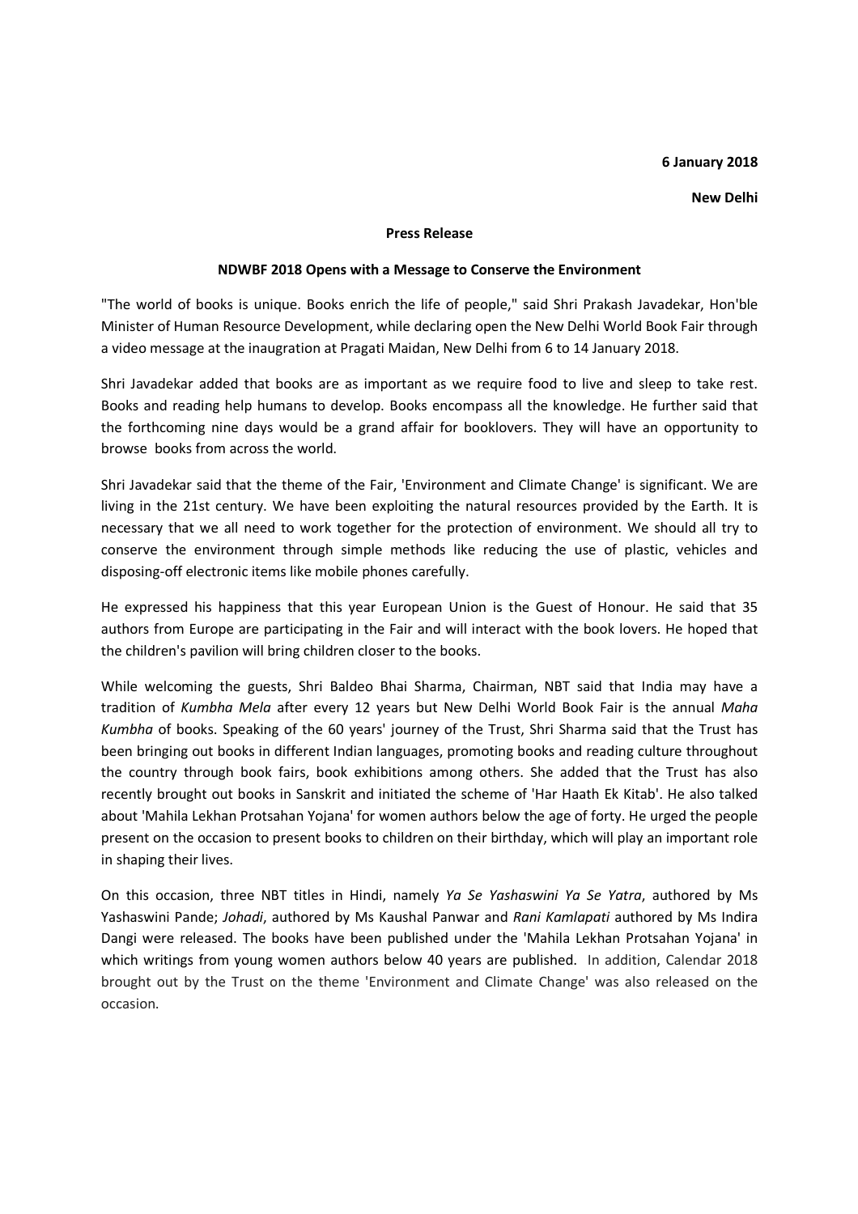**6 January 2018**

**New Delhi**

**Press Release**

**NDWBF 2018 Opens with a Message to Conserve the Environment**

"The world of books is unique. Books enrich the life of people," said Shri Prakash Javadekar, Hon'ble Minister of Human Resource Development, while declaring open the New Delhi World Book Fair through a video message at the inaugration at Pragati Maidan, New Delhi from 6 to 14 January 2018.

Shri Javadekar added that books are as important as we require food to live and sleep to take rest. Books and reading help humans to develop. Books encompass all the knowledge. He further said that the forthcoming nine days would be a grand affair for booklovers. They will have an opportunity to browse books from across the world.

Shri Javadekar said that the theme of the Fair, 'Environment and Climate Change' is significant. We are living in the 21st century. We have been exploiting the natural resources provided by the Earth. It is necessary that we all need to work together for the protection of environment. We should all try to conserve the environment through simple methods like reducing the use of plastic, vehicles and disposing-off electronic items like mobile phones carefully.

He expressed his happiness that this year European Union is the Guest of Honour. He said that 35 authors from Europe are participating in the Fair and will interact with the book lovers. He hoped that the children's pavilion will bring children closer to the books.

While welcoming the guests, Shri Baldeo Bhai Sharma, Chairman, NBT said that India may have a tradition of *Kumbha Mela* after every 12 years but New Delhi World Book Fair is the annual *Maha Kumbha* of books. Speaking of the 60 years' journey of the Trust, Shri Sharma said that the Trust has been bringing out books in different Indian languages, promoting books and reading culture throughout the country through book fairs, book exhibitions among others. She added that the Trust has also recently brought out books in Sanskrit and initiated the scheme of 'Har Haath Ek Kitab'. He also talked about 'Mahila Lekhan Protsahan Yojana' for women authors below the age of forty. He urged the people present on the occasion to present books to children on their birthday, which will play an important role in shaping their lives.

On this occasion, three NBT titles in Hindi, namely *Ya Se Yashaswini Ya Se Yatra*, authored by Ms Yashaswini Pande; *Johadi*, authored by Ms Kaushal Panwar and *Rani Kamlapati* authored by Ms Indira Dangi were released. The books have been published under the 'Mahila Lekhan Protsahan Yojana' in which writings from young women authors below 40 years are published. In addition, Calendar 2018 brought out by the Trust on the theme 'Environment and Climate Change' was also released on the occasion.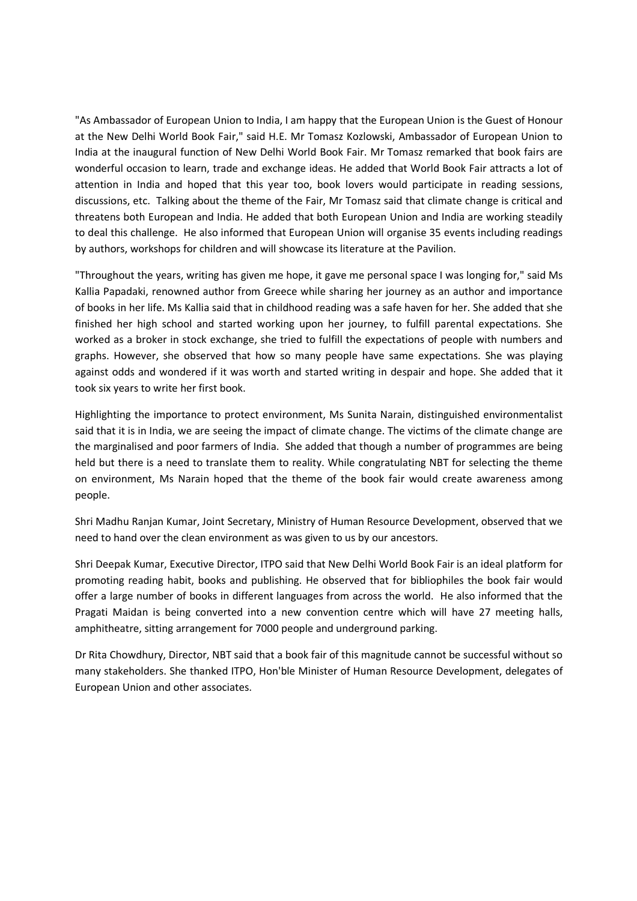"As Ambassador of European Union to India, I am happy that the European Union is the Guest of Honour at the New Delhi World Book Fair," said H.E. Mr Tomasz Kozlowski, Ambassador of European Union to India at the inaugural function of New Delhi World Book Fair. Mr Tomasz remarked that book fairs are wonderful occasion to learn, trade and exchange ideas. He added that World Book Fair attracts a lot of attention in India and hoped that this year too, book lovers would participate in reading sessions, discussions, etc. Talking about the theme of the Fair, Mr Tomasz said that climate change is critical and threatens both European and India. He added that both European Union and India are working steadily to deal this challenge. He also informed that European Union will organise 35 events including readings by authors, workshops for children and will showcase its literature at the Pavilion.

"Throughout the years, writing has given me hope, it gave me personal space I was longing for," said Ms Kallia Papadaki, renowned author from Greece while sharing her journey as an author and importance of books in her life. Ms Kallia said that in childhood reading was a safe haven for her. She added that she finished her high school and started working upon her journey, to fulfill parental expectations. She worked as a broker in stock exchange, she tried to fulfill the expectations of people with numbers and graphs. However, she observed that how so many people have same expectations. She was playing against odds and wondered if it was worth and started writing in despair and hope. She added that it took six years to write her first book.

Highlighting the importance to protect environment, Ms Sunita Narain, distinguished environmentalist said that it is in India, we are seeing the impact of climate change. The victims of the climate change are the marginalised and poor farmers of India. She added that though a number of programmes are being held but there is a need to translate them to reality. While congratulating NBT for selecting the theme on environment, Ms Narain hoped that the theme of the book fair would create awareness among people.

Shri Madhu Ranjan Kumar, Joint Secretary, Ministry of Human Resource Development, observed that we need to hand over the clean environment as was given to us by our ancestors.

Shri Deepak Kumar, Executive Director, ITPO said that New Delhi World Book Fair is an ideal platform for promoting reading habit, books and publishing. He observed that for bibliophiles the book fair would offer a large number of books in different languages from across the world. He also informed that the Pragati Maidan is being converted into a new convention centre which will have 27 meeting halls, amphitheatre, sitting arrangement for 7000 people and underground parking.

Dr Rita Chowdhury, Director, NBT said that a book fair of this magnitude cannot be successful without so many stakeholders. She thanked ITPO, Hon'ble Minister of Human Resource Development, delegates of European Union and other associates.